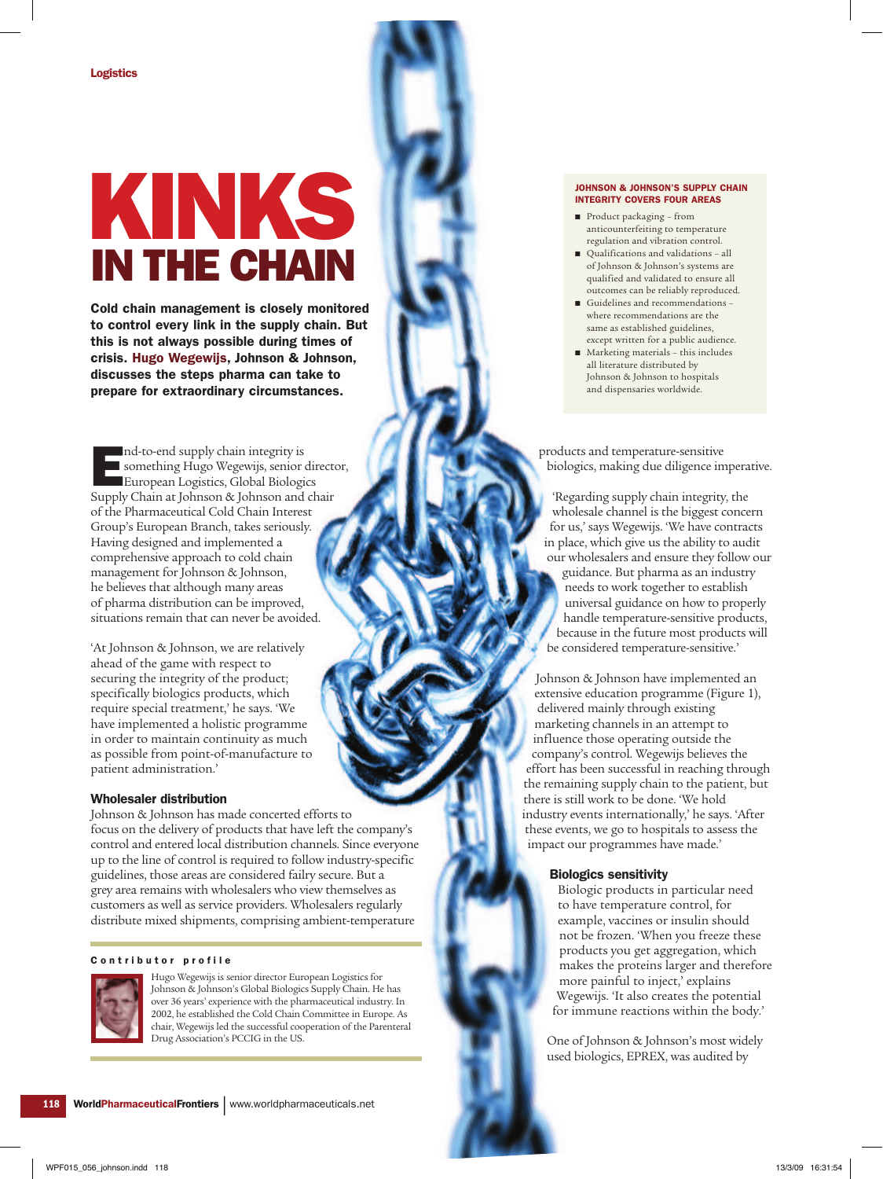Logistics

# KINKS IN THE CHAIN

**Cold chain management is closely monitored to control every link in the supply chain. But this is not always possible during times of crisis. Hugo Wegewijs, Johnson & Johnson, discusses the steps pharma can take to prepare for extraordinary circumstances.**

End-to-end supply chain integrity is something Hugo Wegewijs, senior director, European Logistics, Global Biologics Supply Chain at Johnson & Johnson and chair of the Pharmaceutical Cold Chain Interest Group's European Branch, takes seriously. Having designed and implemented a comprehensive approach to cold chain management for Johnson & Johnson, he believes that although many areas of pharma distribution can be improved, situations remain that can never be avoided.

'At Johnson & Johnson, we are relatively ahead of the game with respect to securing the integrity of the product; specifically biologics products, which require special treatment,' he says. 'We have implemented a holistic programme in order to maintain continuity as much as possible from point-of-manufacture to patient administration.'

### Wholesaler distribution

Johnson & Johnson has made concerted efforts to focus on the delivery of products that have left the company's control and entered local distribution channels. Since everyone up to the line of control is required to follow industry-specific guidelines, those areas are considered fairly secure. But a grey area remains with wholesalers who view themselves as customers as well as service providers. Wholesalers regularly distribute mixed shipments, comprising ambient-temperature products and temperature-sensitive biologics, making due diligence imperative.

'Regarding supply chain integrity, the wholesale channel is the biggest concern for us,' says Wegewijs. 'We have contracts in place, which give us the ability to audit our wholesalers and ensure they follow our guidance. But pharma as an industry needs to work together to establish universal guidance on how to properly handle temperature-sensitive products, because in the future most products will be considered temperature-sensitive.'

Johnson & Johnson have implemented an extensive education programme (Figure 1), delivered mainly through existing marketing channels in an attempt to influence those operating outside the company's control. Wegewijs believes the effort has been successful in reaching through the remaining supply chain to the patient, but there is still work to be done. 'We hold industry events internationally,' he says. 'After these events, we go to hospitals to assess the impact our programmes have made.'

### Biologics sensitivity

Biologic products in particular need to have temperature control, for example, vaccines or insulin should not be frozen. 'When you freeze these products you get aggregation, which makes the proteins larger and therefore more painful to inject,' explains Wegewijs. 'It also creates the potential for immune reactions within the body.'

One of Johnson & Johnson's most widely used biologics, EPREX, was audited by

---

**JOHNSON & JOHNSON'S SUPPLY CHAIN INTEGRITY COVERS FOUR AREAS**

- Product packaging – from anticounterfeiting to temperature regulation and vibration control.
- Qualifications and validations – all of Johnson & Johnson's systems are qualified and validated to ensure all outcomes can be reliably reproduced.
- Guidelines and recommendations – where recommendations are the same as established guidelines, except written for a public audience.
- Marketing materials – this includes all literature distributed by Johnson & Johnson to hospitals and dispensaries worldwide.

---

**Contributor profile**

Hugo Wegewijs is senior director European Logistics for Johnson & Johnson's Global Biologics Supply Chain. He has over 36 years' experience with the pharmaceutical industry. In 2002, he established the Cold Chain Committee in Europe. As chair, Wegewijs led the successful cooperation of the Parenteral Drug Association's PCCIG in the US.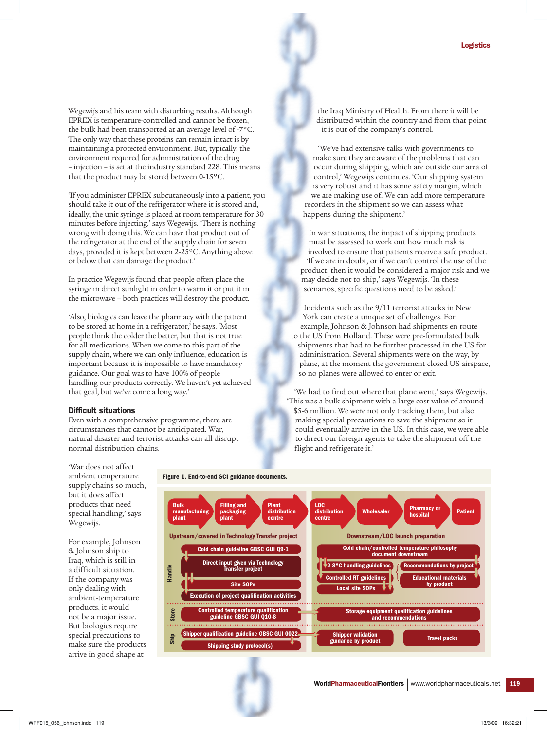Wegewijs and his team with disturbing results. Although EPREX is temperature-controlled and cannot be frozen, the bulk had been transported at an average level of -7°C. The only way that these proteins can remain intact is by maintaining a protected environment. But, typically, the environment required for administration of the drug – injection – is set at the industry standard 228. This means that the product may be stored between 0-15°C.

'If you administer EPREX subcutaneously into a patient, you should take it out of the refrigerator where it is stored and, ideally, the unit syringe is placed at room temperature for 30 minutes before injecting,' says Wegewijs. 'There is nothing wrong with doing this. We can have that product out of the refrigerator at the end of the supply chain for seven days, provided it is kept between 2-25°C. Anything above or below that can damage the product.'

In practice Wegewijs found that people often place the syringe in direct sunlight in order to warm it or put it in the microwave – both practices will destroy the product.

'Also, biologics can leave the pharmacy with the patient to be stored at home in a refrigerator,' he says. 'Most people think the colder the better, but that is not true for all medications. When we come to this part of the supply chain, where we can only influence, education is important because it is impossible to have mandatory guidance. Our goal was to have 100% of people handling our products correctly. We haven't yet achieved that goal, but we've come a long way.'

### Difficult situations

Even with a comprehensive programme, there are circumstances that cannot be anticipated. War, natural disaster and terrorist attacks can all disrupt normal distribution chains.

'War does not affect ambient temperature supply chains so much, but it does affect products that need special handling,' says Wegewijs.

For example, Johnson & Johnson ship to Iraq, which is still in a difficult situation. If the company was only dealing with ambient-temperature products, it would not be a major issue. But biologics require special precautions to make sure the products arrive in good shape at the Iraq Ministry of Health. From there it will be distributed within the country and from that point it is out of the company's control.

'We've had extensive talks with governments to make sure they are aware of the problems that can occur during shipping, which are outside our area of control,' Wegewijs continues. 'Our shipping system is very robust and it has some safety margin, which we are making use of. We can add more temperature recorders in the shipment so we can assess what happens during the shipment.'

In war situations, the impact of shipping products must be assessed to work out how much risk is involved to ensure that patients receive a safe product. 'If we are in doubt, or if we can't control the use of the product, then it would be considered a major risk and we may decide not to ship,' says Wegewijs. 'In these scenarios, specific questions need to be asked.'

Incidents such as the 9/11 terrorist attacks in New York can create a unique set of challenges. For example, Johnson & Johnson had shipments en route to the US from Holland. These were pre-formulated bulk shipments that had to be further processed in the US for administration. Several shipments were on the way, by plane, at the moment the government closed US airspace, so no planes were allowed to enter or exit.

'We had to find out where that plane went,' says Wegewijs. 'This was a bulk shipment with a large cost value of around $5-6 million. We were not only tracking them, but also making special precautions to save the shipment so it could eventually arrive in the US. In this case, we were able to direct our foreign agents to take the shipment off the flight and refrigerate it.'

**Figure 1. End-to-end SCI guidance documents.**

Supply chain stages: Bulk manufacturing plant → Filling and packaging plant → Plant distribution centre → LOC distribution centre → Wholesaler → Pharmacy or hospital → Patient

| | Upstream/covered in Technology Transfer project | Downstream/LOC launch preparation |
|---|---|---|
| Handle | Cold chain guideline GBSC GUI Q9-1; Direct input given via Technology Transfer project; Site SOPs; Execution of project qualification activities | Cold chain/controlled temperature philosophy document downstream; 2-8°C handling guidelines; Controlled RT guidelines; Local site SOPs; Recommendations by project; Educational materials by product |
| Store | Controlled temperature qualification guideline GBSC GUI Q10-8 | Storage equipment qualification guidelines and recommendations |
| Ship | Shipper qualification guideline GBSC GUI 0022; Shipping study protocol(s) | Shipper validation guidance by product; Travel packs |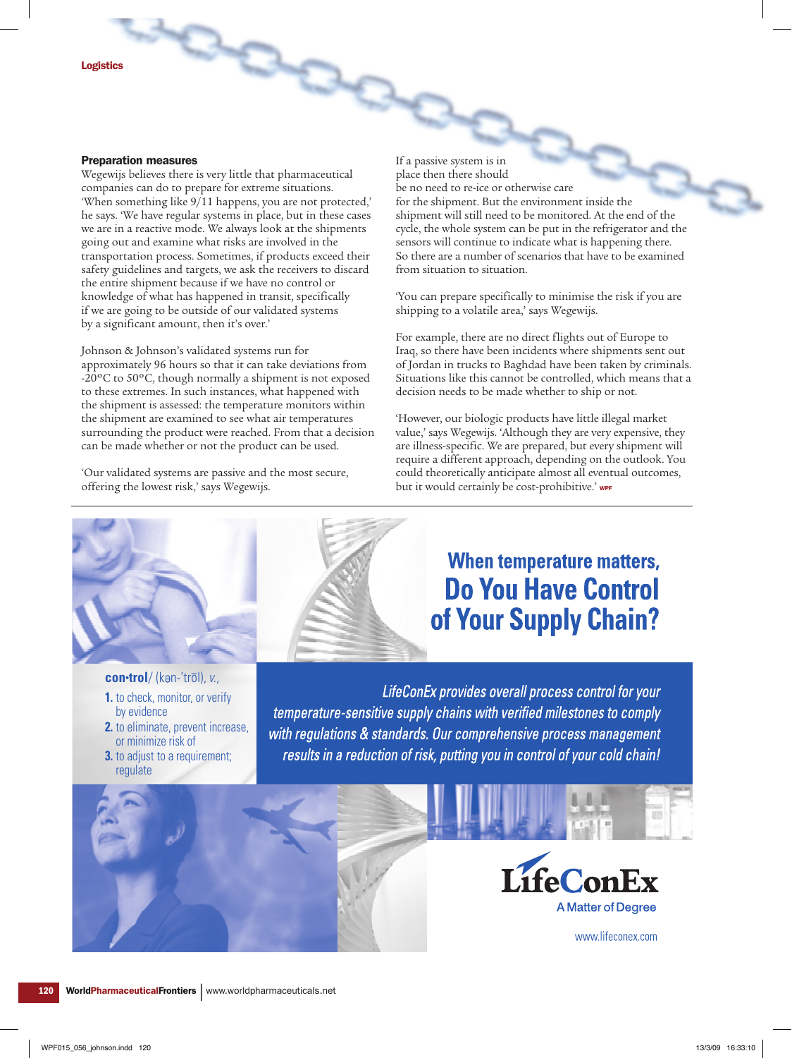## Preparation measures

Wegewijs believes there is very little that pharmaceutical companies can do to prepare for extreme situations. 'When something like 9/11 happens, you are not protected,' he says. 'We have regular systems in place, but in these cases we are in a reactive mode. We always look at the shipments going out and examine what risks are involved in the transportation process. Sometimes, if products exceed their safety guidelines and targets, we ask the receivers to discard the entire shipment because if we have no control or knowledge of what has happened in transit, specifically if we are going to be outside of our validated systems by a significant amount, then it's over.'

Johnson & Johnson's validated systems run for approximately 96 hours so that it can take deviations from -20°C to 50°C, though normally a shipment is not exposed to these extremes. In such instances, what happened with the shipment is assessed: the temperature monitors within the shipment are examined to see what air temperatures surrounding the product were reached. From that a decision can be made whether or not the product can be used.

'Our validated systems are passive and the most secure, offering the lowest risk,' says Wegewijs.

If a passive system is in place then there should be no need to re-ice or otherwise care for the shipment. But the environment inside the shipment will still need to be monitored. At the end of the cycle, the whole system can be put in the refrigerator and the sensors will continue to indicate what is happening there. So there are a number of scenarios that have to be examined from situation to situation.

'You can prepare specifically to minimise the risk if you are shipping to a volatile area,' says Wegewijs.

For example, there are no direct flights out of Europe to Iraq, so there have been incidents where shipments sent out of Jordan in trucks to Baghdad have been taken by criminals. Situations like this cannot be controlled, which means that a decision needs to be made whether to ship or not.

'However, our biologic products have little illegal market value,' says Wegewijs. 'Although they are very expensive, they are illness-specific. We are prepared, but every shipment will require a different approach, depending on the outlook. You could theoretically anticipate almost all eventual outcomes, but it would certainly be cost-prohibitive.' WPF

When temperature matters,
**Do You Have Control of Your Supply Chain?**

**con•trol**/ (kən-'trōl), *v.*,
1. to check, monitor, or verify by evidence
2. to eliminate, prevent increase, or minimize risk of
3. to adjust to a requirement; regulate

*LifeConEx provides overall process control for your temperature-sensitive supply chains with verified milestones to comply with regulations & standards. Our comprehensive process management results in a reduction of risk, putting you in control of your cold chain!*

LifeConEx
A Matter of Degree

www.lifeconex.com